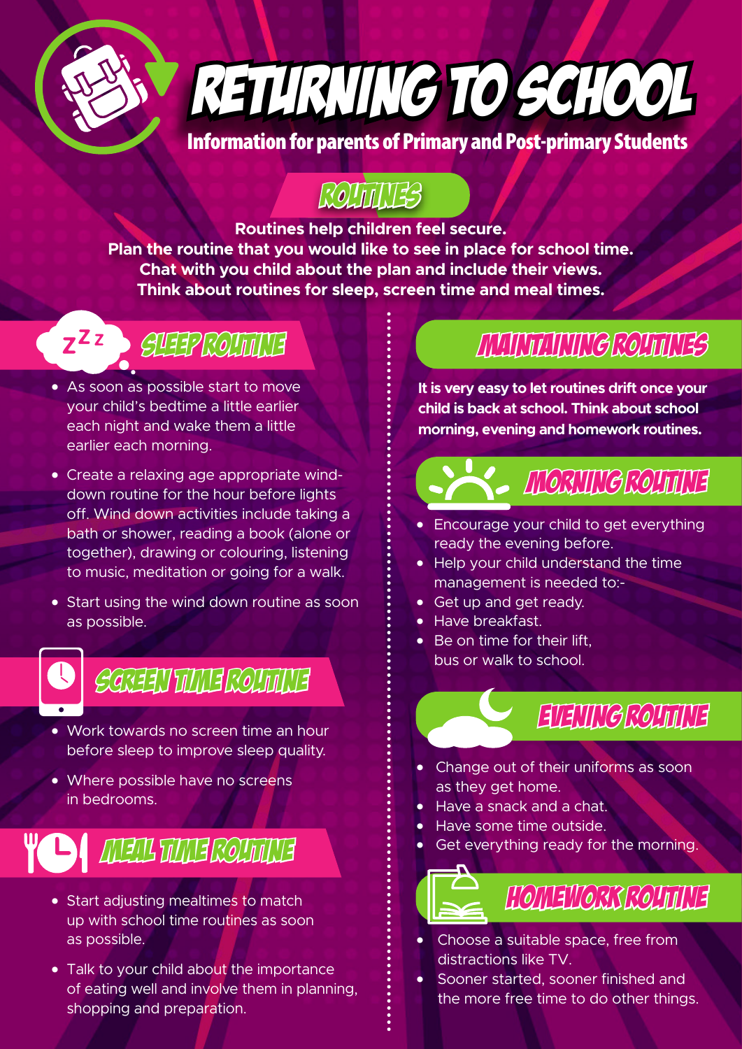# RETURNING TO SCHOOL

**Information for parents of Primary and Post-primary Students**

## ROUTINES

**Routines help children feel secure.**
**Plan the routine that you would like to see in place for school time.**
**Chat with you child about the plan and include their views.**
**Think about routines for sleep, screen time and meal times.**

### SLEEP ROUTINE

- As soon as possible start to move your child's bedtime a little earlier each night and wake them a little earlier each morning.
- Create a relaxing age appropriate wind-down routine for the hour before lights off. Wind down activities include taking a bath or shower, reading a book (alone or together), drawing or colouring, listening to music, meditation or going for a walk.
- Start using the wind down routine as soon as possible.

### SCREEN TIME ROUTINE

- Work towards no screen time an hour before sleep to improve sleep quality.
- Where possible have no screens in bedrooms.

### MEAL TIME ROUTINE

- Start adjusting mealtimes to match up with school time routines as soon as possible.
- Talk to your child about the importance of eating well and involve them in planning, shopping and preparation.

## MAINTAINING ROUTINES

**It is very easy to let routines drift once your child is back at school. Think about school morning, evening and homework routines.**

### MORNING ROUTINE

- Encourage your child to get everything ready the evening before.
- Help your child understand the time management is needed to:-
- Get up and get ready.
- Have breakfast.
- Be on time for their lift, bus or walk to school.

### EVENING ROUTINE

- Change out of their uniforms as soon as they get home.
- Have a snack and a chat.
- Have some time outside.
- Get everything ready for the morning.

### HOMEWORK ROUTINE

- Choose a suitable space, free from distractions like TV.
- Sooner started, sooner finished and the more free time to do other things.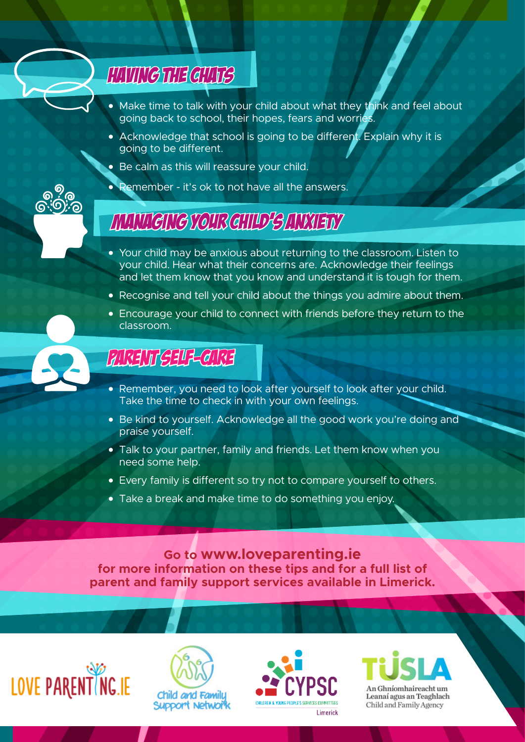## HAVING THE CHATS

- Make time to talk with your child about what they think and feel about going back to school, their hopes, fears and worries.
- Acknowledge that school is going to be different. Explain why it is going to be different.
- Be calm as this will reassure your child.
- Remember - it's ok to not have all the answers.

## MANAGING YOUR CHILD'S ANXIETY

- Your child may be anxious about returning to the classroom. Listen to your child. Hear what their concerns are. Acknowledge their feelings and let them know that you know and understand it is tough for them.
- Recognise and tell your child about the things you admire about them.
- Encourage your child to connect with friends before they return to the classroom.

## PARENT SELF-CARE

- Remember, you need to look after yourself to look after your child. Take the time to check in with your own feelings.
- Be kind to yourself. Acknowledge all the good work you're doing and praise yourself.
- Talk to your partner, family and friends. Let them know when you need some help.
- Every family is different so try not to compare yourself to others.
- Take a break and make time to do something you enjoy.

**Go to www.loveparenting.ie for more information on these tips and for a full list of parent and family support services available in Limerick.**

LOVE PARENTING.IE

Child and Family Support Network

CYPSC Children & Young People's Services Committees Limerick

TUSLA An Ghníomhaireacht um Leanaí agus an Teaghlach Child and Family Agency